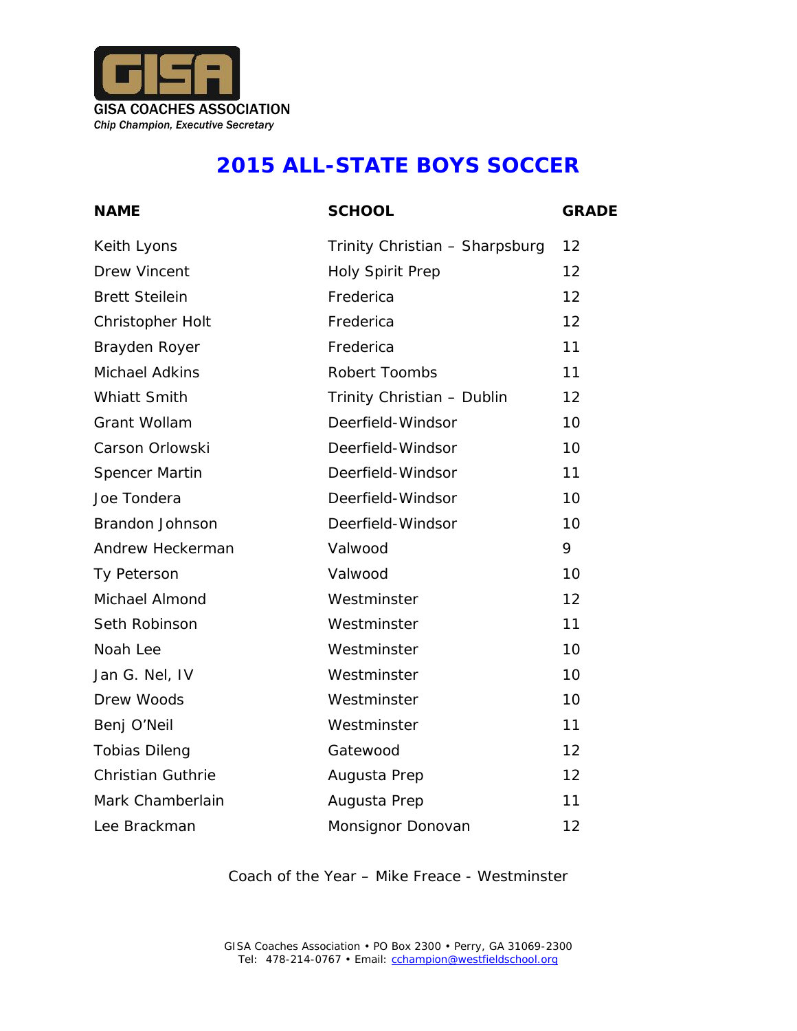GISA COACHES ASSOCIATION
*Chip Champion, Executive Secretary*

# 2015 ALL-STATE BOYS SOCCER

| NAME | SCHOOL | GRADE |
|---|---|---|
| Keith Lyons | Trinity Christian – Sharpsburg | 12 |
| Drew Vincent | Holy Spirit Prep | 12 |
| Brett Steilein | Frederica | 12 |
| Christopher Holt | Frederica | 12 |
| Brayden Royer | Frederica | 11 |
| Michael Adkins | Robert Toombs | 11 |
| Whiatt Smith | Trinity Christian – Dublin | 12 |
| Grant Wollam | Deerfield-Windsor | 10 |
| Carson Orlowski | Deerfield-Windsor | 10 |
| Spencer Martin | Deerfield-Windsor | 11 |
| Joe Tondera | Deerfield-Windsor | 10 |
| Brandon Johnson | Deerfield-Windsor | 10 |
| Andrew Heckerman | Valwood | 9 |
| Ty Peterson | Valwood | 10 |
| Michael Almond | Westminster | 12 |
| Seth Robinson | Westminster | 11 |
| Noah Lee | Westminster | 10 |
| Jan G. Nel, IV | Westminster | 10 |
| Drew Woods | Westminster | 10 |
| Benj O'Neil | Westminster | 11 |
| Tobias Dileng | Gatewood | 12 |
| Christian Guthrie | Augusta Prep | 12 |
| Mark Chamberlain | Augusta Prep | 11 |
| Lee Brackman | Monsignor Donovan | 12 |

Coach of the Year – Mike Freace - Westminster

GISA Coaches Association • PO Box 2300 • Perry, GA 31069-2300
Tel: 478-214-0767 • Email: cchampion@westfieldschool.org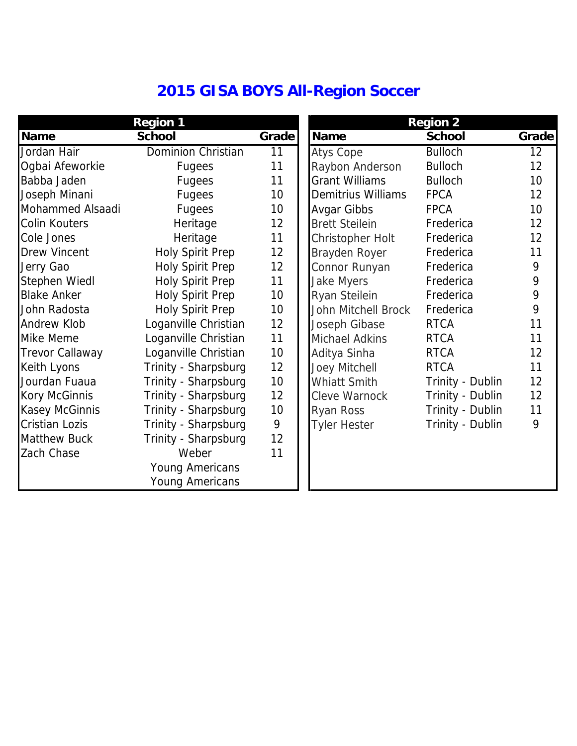# 2015 GISA BOYS All-Region Soccer

## Region 1

| Name | School | Grade |
|---|---|---|
| Jordan Hair | Dominion Christian | 11 |
| Ogbai Afeworkie | Fugees | 11 |
| Babba Jaden | Fugees | 11 |
| Joseph Minani | Fugees | 10 |
| Mohammed Alsaadi | Fugees | 10 |
| Colin Kouters | Heritage | 12 |
| Cole Jones | Heritage | 11 |
| Drew Vincent | Holy Spirit Prep | 12 |
| Jerry Gao | Holy Spirit Prep | 12 |
| Stephen Wiedl | Holy Spirit Prep | 11 |
| Blake Anker | Holy Spirit Prep | 10 |
| John Radosta | Holy Spirit Prep | 10 |
| Andrew Klob | Loganville Christian | 12 |
| Mike Meme | Loganville Christian | 11 |
| Trevor Callaway | Loganville Christian | 10 |
| Keith Lyons | Trinity - Sharpsburg | 12 |
| Jourdan Fuaua | Trinity - Sharpsburg | 10 |
| Kory McGinnis | Trinity - Sharpsburg | 12 |
| Kasey McGinnis | Trinity - Sharpsburg | 10 |
| Cristian Lozis | Trinity - Sharpsburg | 9 |
| Matthew Buck | Trinity - Sharpsburg | 12 |
| Zach Chase | Weber | 11 |
| | Young Americans | |
| | Young Americans | |

## Region 2

| Name | School | Grade |
|---|---|---|
| Atys Cope | Bulloch | 12 |
| Raybon Anderson | Bulloch | 12 |
| Grant Williams | Bulloch | 10 |
| Demitrius Williams | FPCA | 12 |
| Avgar Gibbs | FPCA | 10 |
| Brett Steilein | Frederica | 12 |
| Christopher Holt | Frederica | 12 |
| Brayden Royer | Frederica | 11 |
| Connor Runyan | Frederica | 9 |
| Jake Myers | Frederica | 9 |
| Ryan Steilein | Frederica | 9 |
| John Mitchell Brock | Frederica | 9 |
| Joseph Gibase | RTCA | 11 |
| Michael Adkins | RTCA | 11 |
| Aditya Sinha | RTCA | 12 |
| Joey Mitchell | RTCA | 11 |
| Whiatt Smith | Trinity - Dublin | 12 |
| Cleve Warnock | Trinity - Dublin | 12 |
| Ryan Ross | Trinity - Dublin | 11 |
| Tyler Hester | Trinity - Dublin | 9 |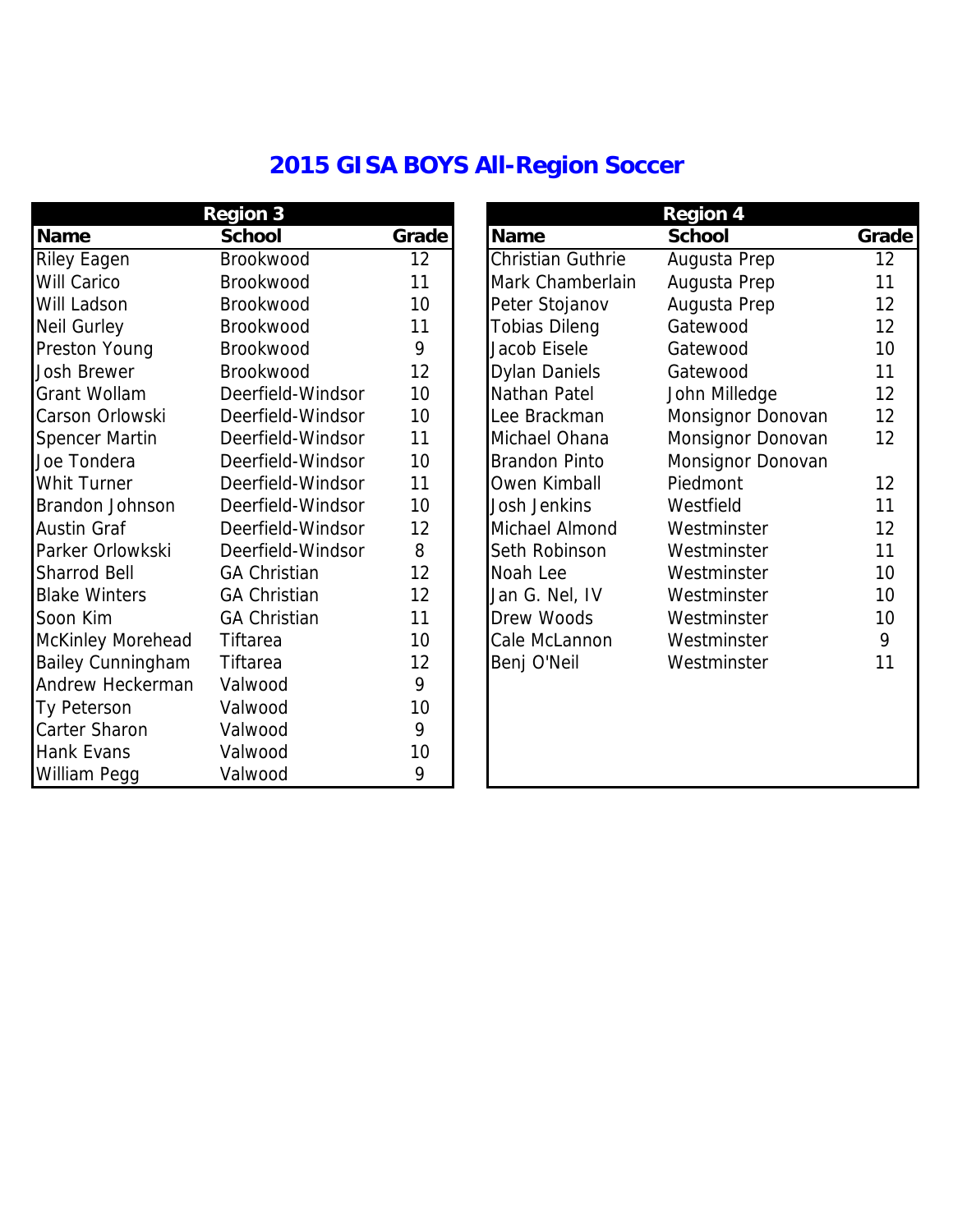# 2015 GISA BOYS All-Region Soccer

| Region 3 | | |
|---|---|---|
| **Name** | **School** | **Grade** |
| Riley Eagen | Brookwood | 12 |
| Will Carico | Brookwood | 11 |
| Will Ladson | Brookwood | 10 |
| Neil Gurley | Brookwood | 11 |
| Preston Young | Brookwood | 9 |
| Josh Brewer | Brookwood | 12 |
| Grant Wollam | Deerfield-Windsor | 10 |
| Carson Orlowski | Deerfield-Windsor | 10 |
| Spencer Martin | Deerfield-Windsor | 11 |
| Joe Tondera | Deerfield-Windsor | 10 |
| Whit Turner | Deerfield-Windsor | 11 |
| Brandon Johnson | Deerfield-Windsor | 10 |
| Austin Graf | Deerfield-Windsor | 12 |
| Parker Orlowkski | Deerfield-Windsor | 8 |
| Sharrod Bell | GA Christian | 12 |
| Blake Winters | GA Christian | 12 |
| Soon Kim | GA Christian | 11 |
| McKinley Morehead | Tiftarea | 10 |
| Bailey Cunningham | Tiftarea | 12 |
| Andrew Heckerman | Valwood | 9 |
| Ty Peterson | Valwood | 10 |
| Carter Sharon | Valwood | 9 |
| Hank Evans | Valwood | 10 |
| William Pegg | Valwood | 9 |

| Region 4 | | |
|---|---|---|
| **Name** | **School** | **Grade** |
| Christian Guthrie | Augusta Prep | 12 |
| Mark Chamberlain | Augusta Prep | 11 |
| Peter Stojanov | Augusta Prep | 12 |
| Tobias Dileng | Gatewood | 12 |
| Jacob Eisele | Gatewood | 10 |
| Dylan Daniels | Gatewood | 11 |
| Nathan Patel | John Milledge | 12 |
| Lee Brackman | Monsignor Donovan | 12 |
| Michael Ohana | Monsignor Donovan | 12 |
| Brandon Pinto | Monsignor Donovan | |
| Owen Kimball | Piedmont | 12 |
| Josh Jenkins | Westfield | 11 |
| Michael Almond | Westminster | 12 |
| Seth Robinson | Westminster | 11 |
| Noah Lee | Westminster | 10 |
| Jan G. Nel, IV | Westminster | 10 |
| Drew Woods | Westminster | 10 |
| Cale McLannon | Westminster | 9 |
| Benj O'Neil | Westminster | 11 |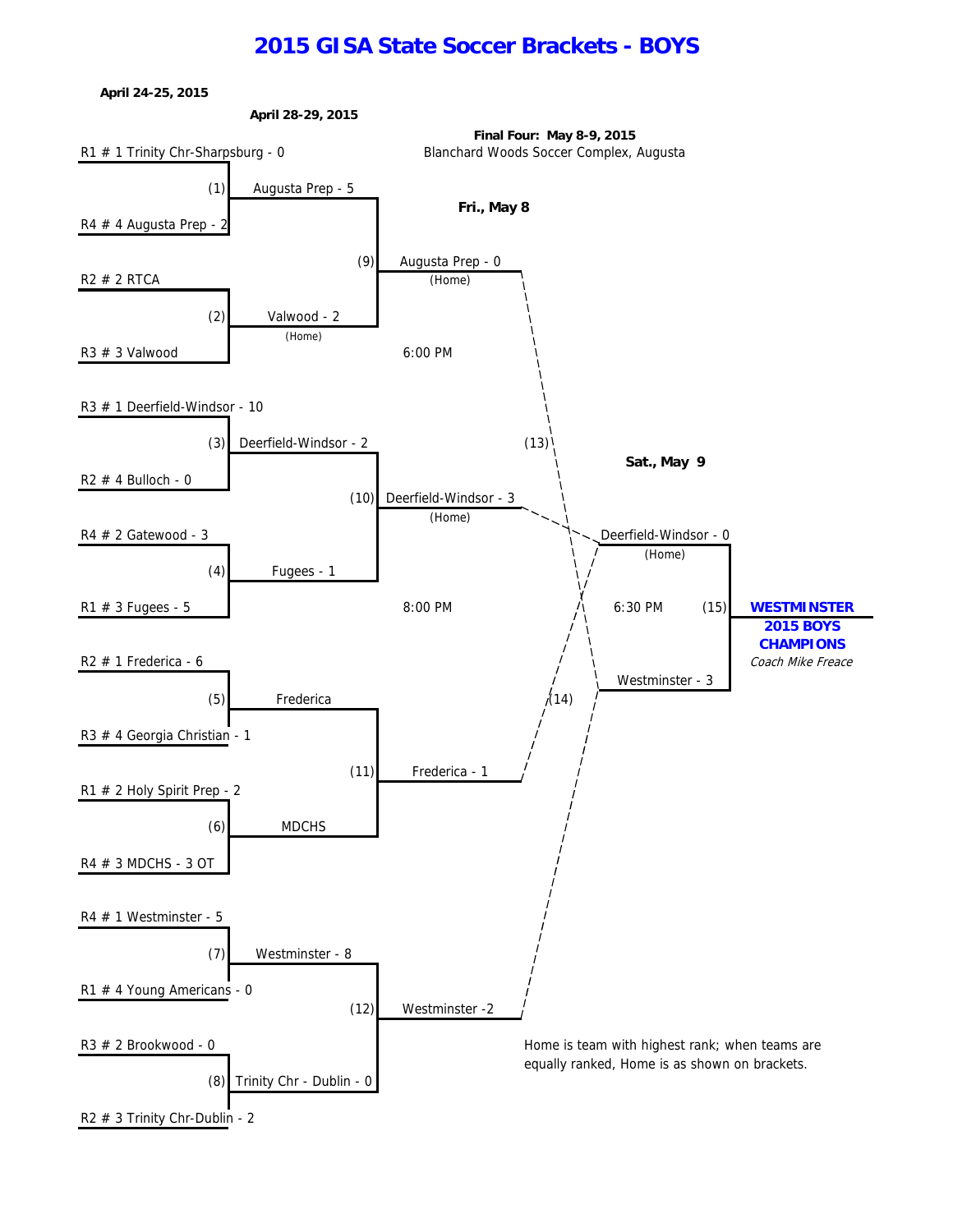# 2015 GISA State Soccer Brackets - BOYS

**April 24-25, 2015**

**April 28-29, 2015**

**Final Four: May 8-9, 2015**
Blanchard Woods Soccer Complex, Augusta

R1 # 1 Trinity Chr-Sharpsburg - 0
(1) Augusta Prep - 5
R4 # 4 Augusta Prep - 2

R2 # 2 RTCA
(2) Valwood - 2
(Home)
R3 # 3 Valwood

(9) Augusta Prep - 0
(Home)

**Fri., May 8**

6:00 PM

R3 # 1 Deerfield-Windsor - 10
(3) Deerfield-Windsor - 2
R2 # 4 Bulloch - 0

R4 # 2 Gatewood - 3
(4) Fugees - 1
R1 # 3 Fugees - 5

(10) Deerfield-Windsor - 3
(Home)

8:00 PM

(13)

**Sat., May 9**

Deerfield-Windsor - 0
(Home)

6:30 PM

(15) **WESTMINSTER**
**2015 BOYS**
**CHAMPIONS**
*Coach Mike Freace*

Westminster - 3

R2 # 1 Frederica - 6
(5) Frederica
R3 # 4 Georgia Christian - 1

R1 # 2 Holy Spirit Prep - 2
(6) MDCHS
R4 # 3 MDCHS - 3 OT

(11) Frederica - 1

(14)

R4 # 1 Westminster - 5
(7) Westminster - 8
R1 # 4 Young Americans - 0

R3 # 2 Brookwood - 0
(8) Trinity Chr - Dublin - 0
R2 # 3 Trinity Chr-Dublin - 2

(12) Westminster -2

Home is team with highest rank; when teams are equally ranked, Home is as shown on brackets.